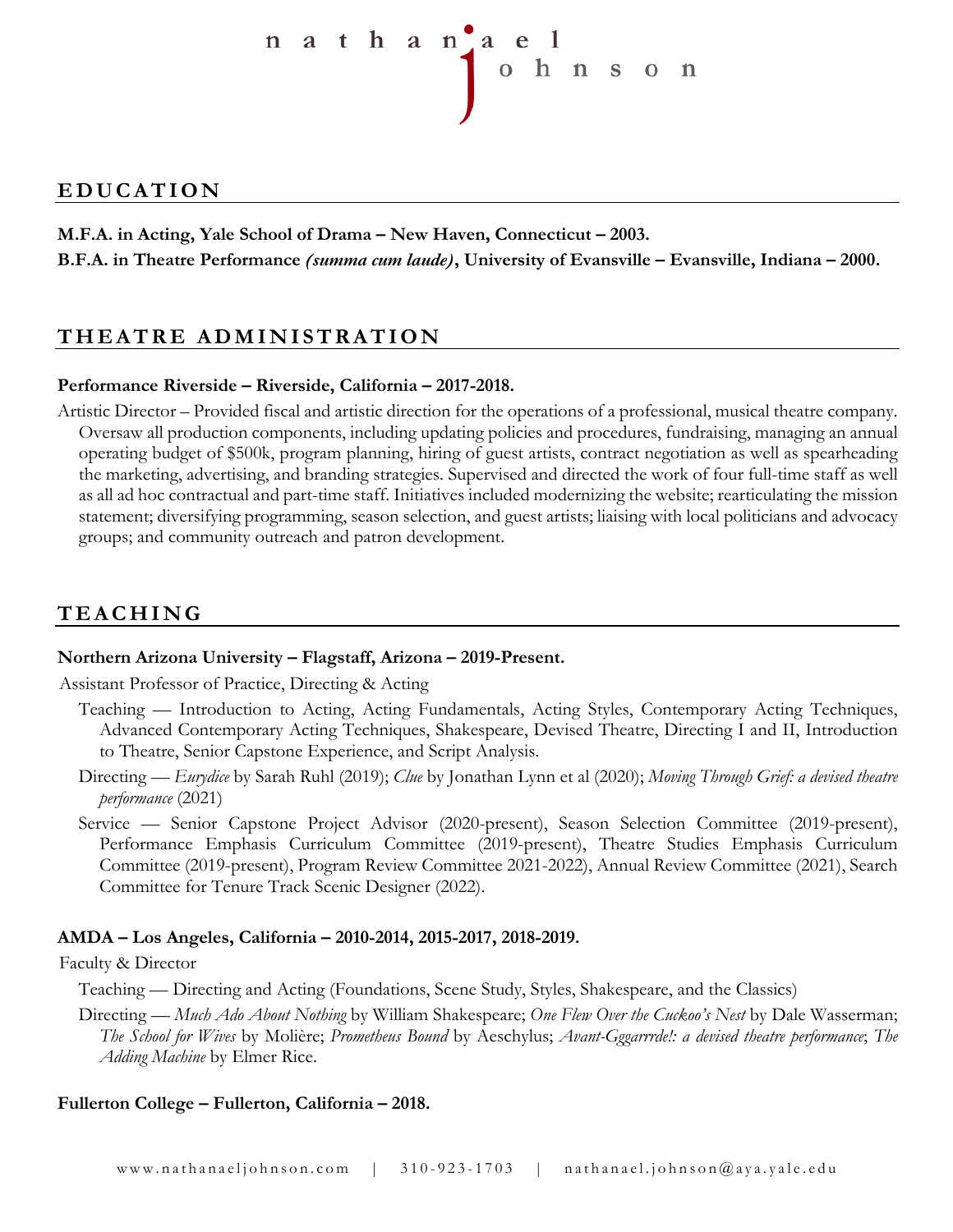# nathanael johnson

## EDUCATION

**M.F.A. in Acting, Yale School of Drama – New Haven, Connecticut – 2003.**

**B.F.A. in Theatre Performance *(summa cum laude)*, University of Evansville – Evansville, Indiana – 2000.**

## THEATRE ADMINISTRATION

**Performance Riverside – Riverside, California – 2017-2018.**

Artistic Director – Provided fiscal and artistic direction for the operations of a professional, musical theatre company. Oversaw all production components, including updating policies and procedures, fundraising, managing an annual operating budget of $500k, program planning, hiring of guest artists, contract negotiation as well as spearheading the marketing, advertising, and branding strategies. Supervised and directed the work of four full-time staff as well as all ad hoc contractual and part-time staff. Initiatives included modernizing the website; rearticulating the mission statement; diversifying programming, season selection, and guest artists; liaising with local politicians and advocacy groups; and community outreach and patron development.

## TEACHING

**Northern Arizona University – Flagstaff, Arizona – 2019-Present.**

Assistant Professor of Practice, Directing & Acting

- Teaching — Introduction to Acting, Acting Fundamentals, Acting Styles, Contemporary Acting Techniques, Advanced Contemporary Acting Techniques, Shakespeare, Devised Theatre, Directing I and II, Introduction to Theatre, Senior Capstone Experience, and Script Analysis.
- Directing — *Eurydice* by Sarah Ruhl (2019); *Clue* by Jonathan Lynn et al (2020); *Moving Through Grief: a devised theatre performance* (2021)
- Service — Senior Capstone Project Advisor (2020-present), Season Selection Committee (2019-present), Performance Emphasis Curriculum Committee (2019-present), Theatre Studies Emphasis Curriculum Committee (2019-present), Program Review Committee 2021-2022), Annual Review Committee (2021), Search Committee for Tenure Track Scenic Designer (2022).

**AMDA – Los Angeles, California – 2010-2014, 2015-2017, 2018-2019.**

Faculty & Director

- Teaching — Directing and Acting (Foundations, Scene Study, Styles, Shakespeare, and the Classics)
- Directing — *Much Ado About Nothing* by William Shakespeare; *One Flew Over the Cuckoo's Nest* by Dale Wasserman; *The School for Wives* by Molière; *Prometheus Bound* by Aeschylus; *Avant-Gggarrrde!: a devised theatre performance*; *The Adding Machine* by Elmer Rice.

**Fullerton College – Fullerton, California – 2018.**

www.nathanaeljohnson.com | 310-923-1703 | nathanael.johnson@aya.yale.edu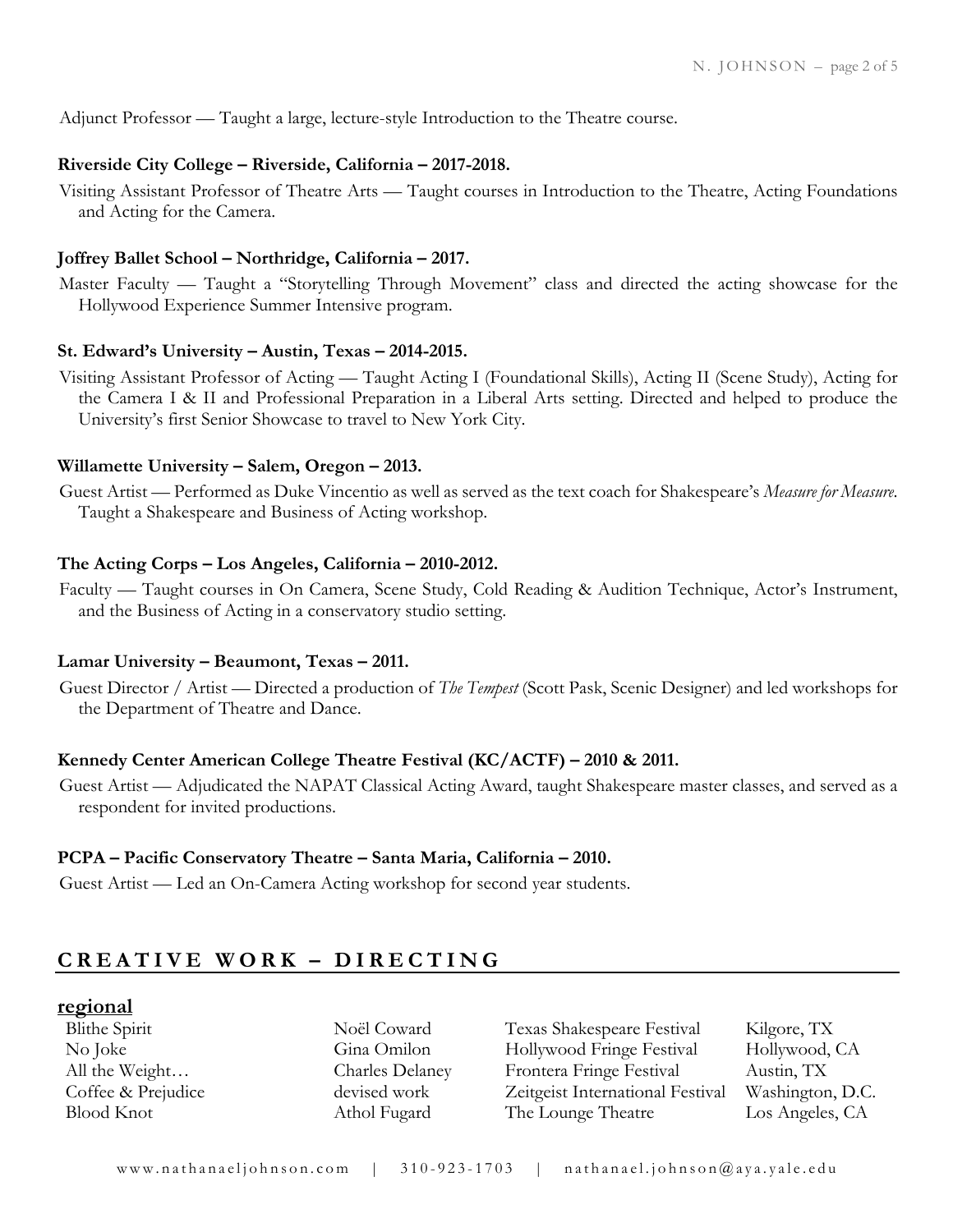Adjunct Professor — Taught a large, lecture-style Introduction to the Theatre course.

**Riverside City College – Riverside, California – 2017-2018.**

Visiting Assistant Professor of Theatre Arts — Taught courses in Introduction to the Theatre, Acting Foundations and Acting for the Camera.

**Joffrey Ballet School – Northridge, California – 2017.**

Master Faculty — Taught a "Storytelling Through Movement" class and directed the acting showcase for the Hollywood Experience Summer Intensive program.

**St. Edward's University – Austin, Texas – 2014-2015.**

Visiting Assistant Professor of Acting — Taught Acting I (Foundational Skills), Acting II (Scene Study), Acting for the Camera I & II and Professional Preparation in a Liberal Arts setting. Directed and helped to produce the University's first Senior Showcase to travel to New York City.

**Willamette University – Salem, Oregon – 2013.**

Guest Artist — Performed as Duke Vincentio as well as served as the text coach for Shakespeare's *Measure for Measure*. Taught a Shakespeare and Business of Acting workshop.

**The Acting Corps – Los Angeles, California – 2010-2012.**

Faculty — Taught courses in On Camera, Scene Study, Cold Reading & Audition Technique, Actor's Instrument, and the Business of Acting in a conservatory studio setting.

**Lamar University – Beaumont, Texas – 2011.**

Guest Director / Artist — Directed a production of *The Tempest* (Scott Pask, Scenic Designer) and led workshops for the Department of Theatre and Dance.

**Kennedy Center American College Theatre Festival (KC/ACTF) – 2010 & 2011.**

Guest Artist — Adjudicated the NAPAT Classical Acting Award, taught Shakespeare master classes, and served as a respondent for invited productions.

**PCPA – Pacific Conservatory Theatre – Santa Maria, California – 2010.**

Guest Artist — Led an On-Camera Acting workshop for second year students.

## CREATIVE WORK – DIRECTING

### regional

| | | | |
|---|---|---|---|
| Blithe Spirit | Noël Coward | Texas Shakespeare Festival | Kilgore, TX |
| No Joke | Gina Omilon | Hollywood Fringe Festival | Hollywood, CA |
| All the Weight… | Charles Delaney | Frontera Fringe Festival | Austin, TX |
| Coffee & Prejudice | devised work | Zeitgeist International Festival | Washington, D.C. |
| Blood Knot | Athol Fugard | The Lounge Theatre | Los Angeles, CA |

www.nathanaeljohnson.com | 310-923-1703 | nathanael.johnson@aya.yale.edu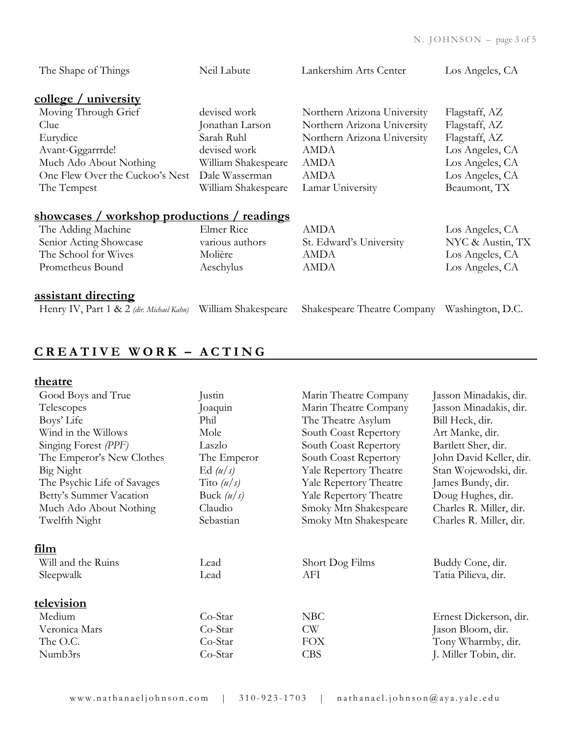| | | | |
|---|---|---|---|
| The Shape of Things | Neil Labute | Lankershim Arts Center | Los Angeles, CA |

### college / university

| | | | |
|---|---|---|---|
| Moving Through Grief | devised work | Northern Arizona University | Flagstaff, AZ |
| Clue | Jonathan Larson | Northern Arizona University | Flagstaff, AZ |
| Eurydice | Sarah Ruhl | Northern Arizona University | Flagstaff, AZ |
| Avant-Gggarrrde! | devised work | AMDA | Los Angeles, CA |
| Much Ado About Nothing | William Shakespeare | AMDA | Los Angeles, CA |
| One Flew Over the Cuckoo's Nest | Dale Wasserman | AMDA | Los Angeles, CA |
| The Tempest | William Shakespeare | Lamar University | Beaumont, TX |

### showcases / workshop productions / readings

| | | | |
|---|---|---|---|
| The Adding Machine | Elmer Rice | AMDA | Los Angeles, CA |
| Senior Acting Showcase | various authors | St. Edward's University | NYC & Austin, TX |
| The School for Wives | Molière | AMDA | Los Angeles, CA |
| Prometheus Bound | Aeschylus | AMDA | Los Angeles, CA |

### assistant directing

| | | | |
|---|---|---|---|
| Henry IV, Part 1 & 2 *(dir. Michael Kahn)* | William Shakespeare | Shakespeare Theatre Company | Washington, D.C. |

## CREATIVE WORK – ACTING

### theatre

| | | | |
|---|---|---|---|
| Good Boys and True | Justin | Marin Theatre Company | Jasson Minadakis, dir. |
| Telescopes | Joaquin | Marin Theatre Company | Jasson Minadakis, dir. |
| Boys' Life | Phil | The Theatre Asylum | Bill Heck, dir. |
| Wind in the Willows | Mole | South Coast Repertory | Art Manke, dir. |
| Singing Forest *(PPF)* | Laszlo | South Coast Repertory | Bartlett Sher, dir. |
| The Emperor's New Clothes | The Emperor | South Coast Repertory | John David Keller, dir. |
| Big Night | Ed *(u/s)* | Yale Repertory Theatre | Stan Wojewodski, dir. |
| The Psychic Life of Savages | Tito *(u/s)* | Yale Repertory Theatre | James Bundy, dir. |
| Betty's Summer Vacation | Buck *(u/s)* | Yale Repertory Theatre | Doug Hughes, dir. |
| Much Ado About Nothing | Claudio | Smoky Mtn Shakespeare | Charles R. Miller, dir. |
| Twelfth Night | Sebastian | Smoky Mtn Shakespeare | Charles R. Miller, dir. |

### film

| | | | |
|---|---|---|---|
| Will and the Ruins | Lead | Short Dog Films | Buddy Cone, dir. |
| Sleepwalk | Lead | AFI | Tatia Pilieva, dir. |

### television

| | | | |
|---|---|---|---|
| Medium | Co-Star | NBC | Ernest Dickerson, dir. |
| Veronica Mars | Co-Star | CW | Jason Bloom, dir. |
| The O.C. | Co-Star | FOX | Tony Wharmby, dir. |
| Numb3rs | Co-Star | CBS | J. Miller Tobin, dir. |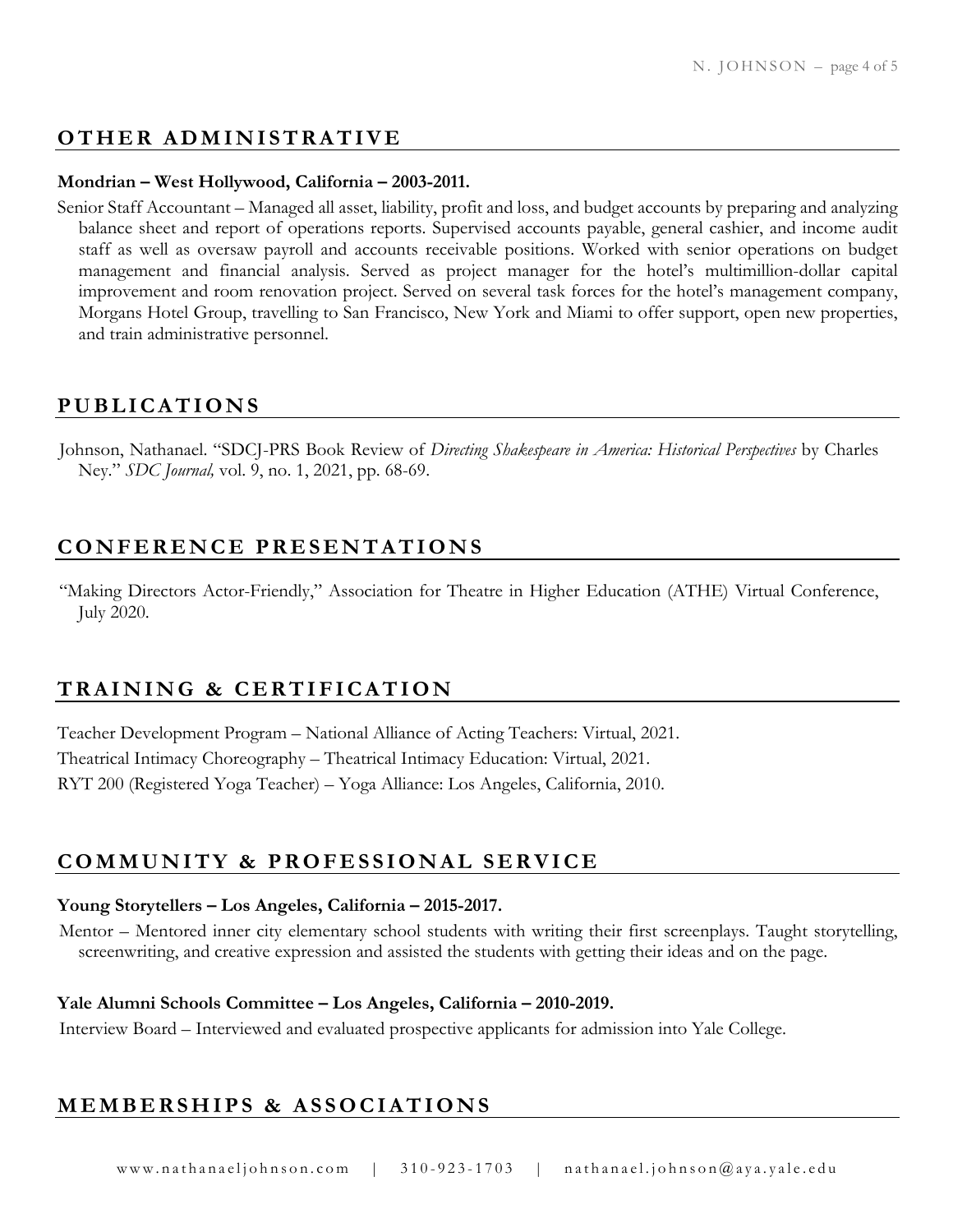## OTHER ADMINISTRATIVE

**Mondrian – West Hollywood, California – 2003-2011.**

Senior Staff Accountant – Managed all asset, liability, profit and loss, and budget accounts by preparing and analyzing balance sheet and report of operations reports. Supervised accounts payable, general cashier, and income audit staff as well as oversaw payroll and accounts receivable positions. Worked with senior operations on budget management and financial analysis. Served as project manager for the hotel's multimillion-dollar capital improvement and room renovation project. Served on several task forces for the hotel's management company, Morgans Hotel Group, travelling to San Francisco, New York and Miami to offer support, open new properties, and train administrative personnel.

## PUBLICATIONS

Johnson, Nathanael. "SDCJ-PRS Book Review of *Directing Shakespeare in America: Historical Perspectives* by Charles Ney." *SDC Journal,* vol. 9, no. 1, 2021, pp. 68-69.

## CONFERENCE PRESENTATIONS

"Making Directors Actor-Friendly," Association for Theatre in Higher Education (ATHE) Virtual Conference, July 2020.

## TRAINING & CERTIFICATION

Teacher Development Program – National Alliance of Acting Teachers: Virtual, 2021.

Theatrical Intimacy Choreography – Theatrical Intimacy Education: Virtual, 2021.

RYT 200 (Registered Yoga Teacher) – Yoga Alliance: Los Angeles, California, 2010.

## COMMUNITY & PROFESSIONAL SERVICE

**Young Storytellers – Los Angeles, California – 2015-2017.**

Mentor – Mentored inner city elementary school students with writing their first screenplays. Taught storytelling, screenwriting, and creative expression and assisted the students with getting their ideas and on the page.

**Yale Alumni Schools Committee – Los Angeles, California – 2010-2019.**

Interview Board – Interviewed and evaluated prospective applicants for admission into Yale College.

## MEMBERSHIPS & ASSOCIATIONS

www.nathanaeljohnson.com | 310-923-1703 | nathanael.johnson@aya.yale.edu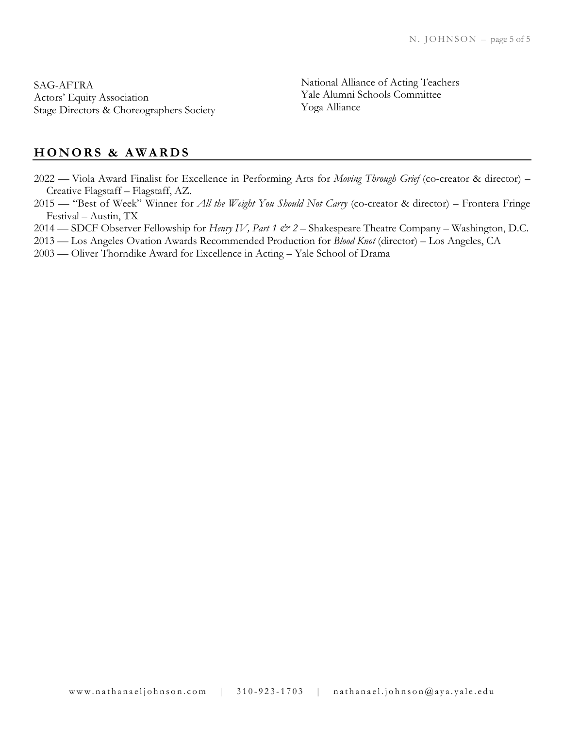SAG-AFTRA
Actors' Equity Association
Stage Directors & Choreographers Society
National Alliance of Acting Teachers
Yale Alumni Schools Committee
Yoga Alliance

## HONORS & AWARDS

2022 — Viola Award Finalist for Excellence in Performing Arts for *Moving Through Grief* (co-creator & director) – Creative Flagstaff – Flagstaff, AZ.

2015 — "Best of Week" Winner for *All the Weight You Should Not Carry* (co-creator & director) – Frontera Fringe Festival – Austin, TX

2014 — SDCF Observer Fellowship for *Henry IV, Part 1 & 2* – Shakespeare Theatre Company – Washington, D.C.

2013 — Los Angeles Ovation Awards Recommended Production for *Blood Knot* (director) – Los Angeles, CA

2003 — Oliver Thorndike Award for Excellence in Acting – Yale School of Drama

www.nathanaeljohnson.com | 310-923-1703 | nathanael.johnson@aya.yale.edu